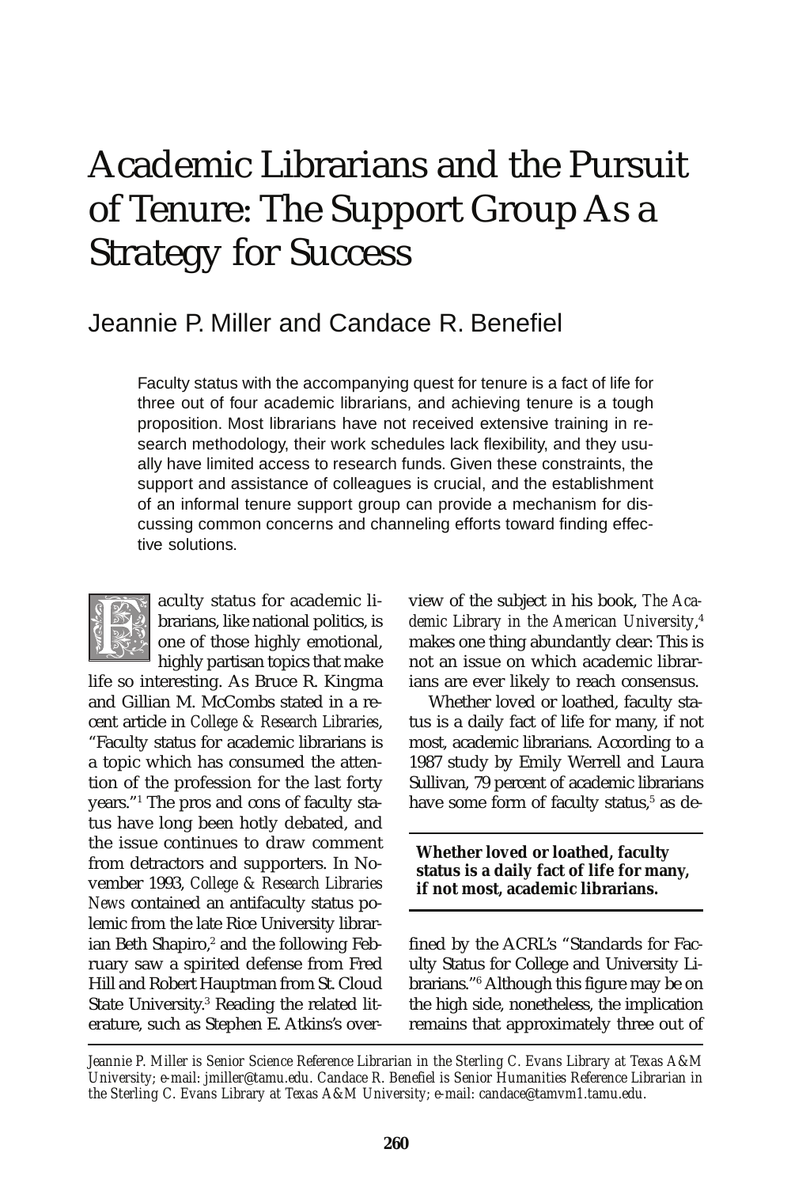# Academic Librarians and the Pursuit of Tenure: The Support Group As a Strategy for Success

## Jeannie P. Miller and Candace R. Benefiel

Faculty status with the accompanying quest for tenure is a fact of life for three out of four academic librarians, and achieving tenure is a tough proposition. Most librarians have not received extensive training in research methodology, their work schedules lack flexibility, and they usually have limited access to research funds. Given these constraints, the support and assistance of colleagues is crucial, and the establishment of an informal tenure support group can provide a mechanism for discussing common concerns and channeling efforts toward finding effective solutions.

Faculty status for academic librarians, like national politics, is one of those highly emotional, highly partisan topics that make life so interesting. As Bruce R. Kingma and Gillian M. McCombs stated in a recent article in *College & Research Libraries*, "Faculty status for academic librarians is a topic which has consumed the attention of the profession for the last forty years."[1] The pros and cons of faculty status have long been hotly debated, and the issue continues to draw comment from detractors and supporters. In November 1993, *College & Research Libraries News* contained an antifaculty status polemic from the late Rice University librarian Beth Shapiro,[2] and the following February saw a spirited defense from Fred Hill and Robert Hauptman from St. Cloud State University.[3] Reading the related literature, such as Stephen E. Atkins's overview of the subject in his book, *The Academic Library in the American University*,[4] makes one thing abundantly clear: This is not an issue on which academic librarians are ever likely to reach consensus.

Whether loved or loathed, faculty status is a daily fact of life for many, if not most, academic librarians. According to a 1987 study by Emily Werrell and Laura Sullivan, 79 percent of academic librarians have some form of faculty status,[5] as defined by the ACRL's "Standards for Faculty Status for College and University Librarians."[6] Although this figure may be on the high side, nonetheless, the implication remains that approximately three out of

**Whether loved or loathed, faculty status is a daily fact of life for many, if not most, academic librarians.**

*Jeannie P. Miller is Senior Science Reference Librarian in the Sterling C. Evans Library at Texas A&M University; e-mail: jmiller@tamu.edu. Candace R. Benefiel is Senior Humanities Reference Librarian in the Sterling C. Evans Library at Texas A&M University; e-mail: candace@tamvm1.tamu.edu.*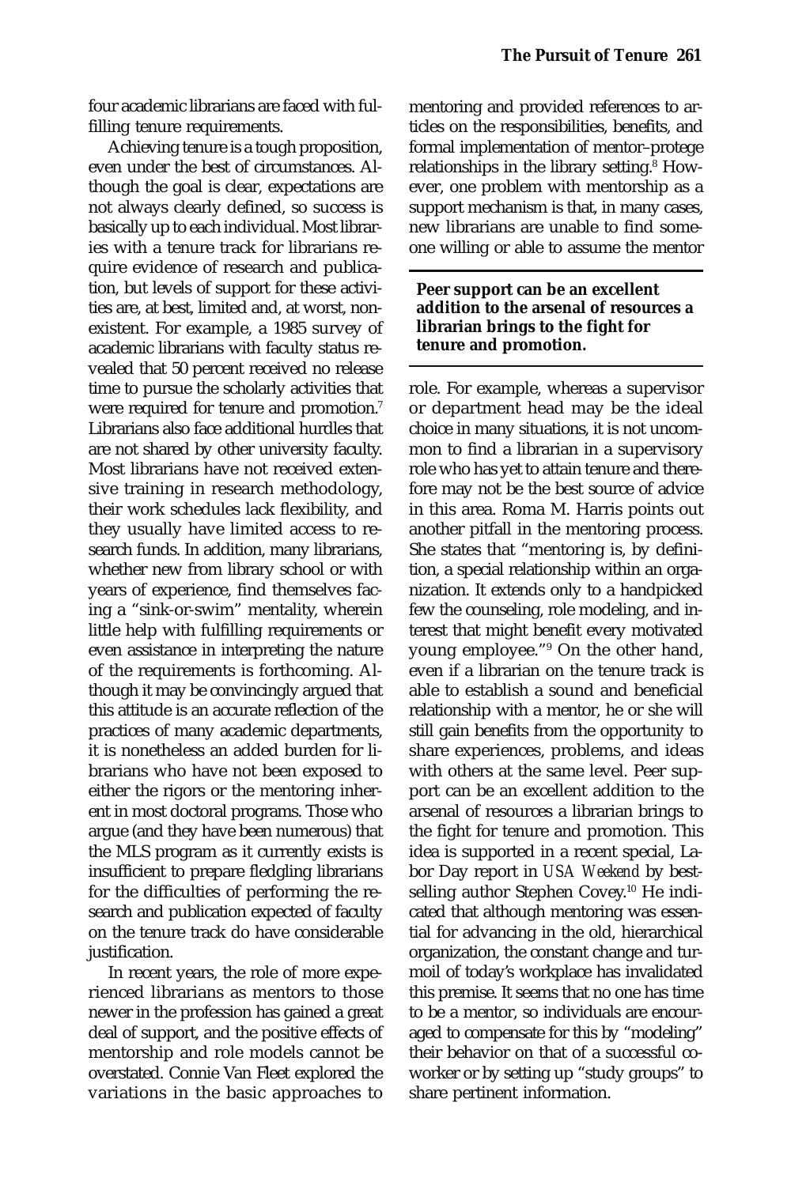four academic librarians are faced with fulfilling tenure requirements.

Achieving tenure is a tough proposition, even under the best of circumstances. Although the goal is clear, expectations are not always clearly defined, so success is basically up to each individual. Most libraries with a tenure track for librarians require evidence of research and publication, but levels of support for these activities are, at best, limited and, at worst, nonexistent. For example, a 1985 survey of academic librarians with faculty status revealed that 50 percent received no release time to pursue the scholarly activities that were required for tenure and promotion.[7] Librarians also face additional hurdles that are not shared by other university faculty. Most librarians have not received extensive training in research methodology, their work schedules lack flexibility, and they usually have limited access to research funds. In addition, many librarians, whether new from library school or with years of experience, find themselves facing a "sink-or-swim" mentality, wherein little help with fulfilling requirements or even assistance in interpreting the nature of the requirements is forthcoming. Although it may be convincingly argued that this attitude is an accurate reflection of the practices of many academic departments, it is nonetheless an added burden for librarians who have not been exposed to either the rigors or the mentoring inherent in most doctoral programs. Those who argue (and they have been numerous) that the MLS program as it currently exists is insufficient to prepare fledgling librarians for the difficulties of performing the research and publication expected of faculty on the tenure track do have considerable justification.

In recent years, the role of more experienced librarians as mentors to those newer in the profession has gained a great deal of support, and the positive effects of mentorship and role models cannot be overstated. Connie Van Fleet explored the variations in the basic approaches to mentoring and provided references to articles on the responsibilities, benefits, and formal implementation of mentor–protege relationships in the library setting.[8] However, one problem with mentorship as a support mechanism is that, in many cases, new librarians are unable to find someone willing or able to assume the mentor role. For example, whereas a supervisor or department head may be the ideal choice in many situations, it is not uncommon to find a librarian in a supervisory role who has yet to attain tenure and therefore may not be the best source of advice in this area. Roma M. Harris points out another pitfall in the mentoring process. She states that "mentoring is, by definition, a special relationship within an organization. It extends only to a handpicked few the counseling, role modeling, and interest that might benefit every motivated young employee."[9] On the other hand, even if a librarian on the tenure track is able to establish a sound and beneficial relationship with a mentor, he or she will still gain benefits from the opportunity to share experiences, problems, and ideas with others at the same level. Peer support can be an excellent addition to the arsenal of resources a librarian brings to the fight for tenure and promotion. This idea is supported in a recent special, Labor Day report in *USA Weekend* by best-selling author Stephen Covey.[10] He indicated that although mentoring was essential for advancing in the old, hierarchical organization, the constant change and turmoil of today's workplace has invalidated this premise. It seems that no one has time to be a mentor, so individuals are encouraged to compensate for this by "modeling" their behavior on that of a successful coworker or by setting up "study groups" to share pertinent information.

**Peer support can be an excellent addition to the arsenal of resources a librarian brings to the fight for tenure and promotion.**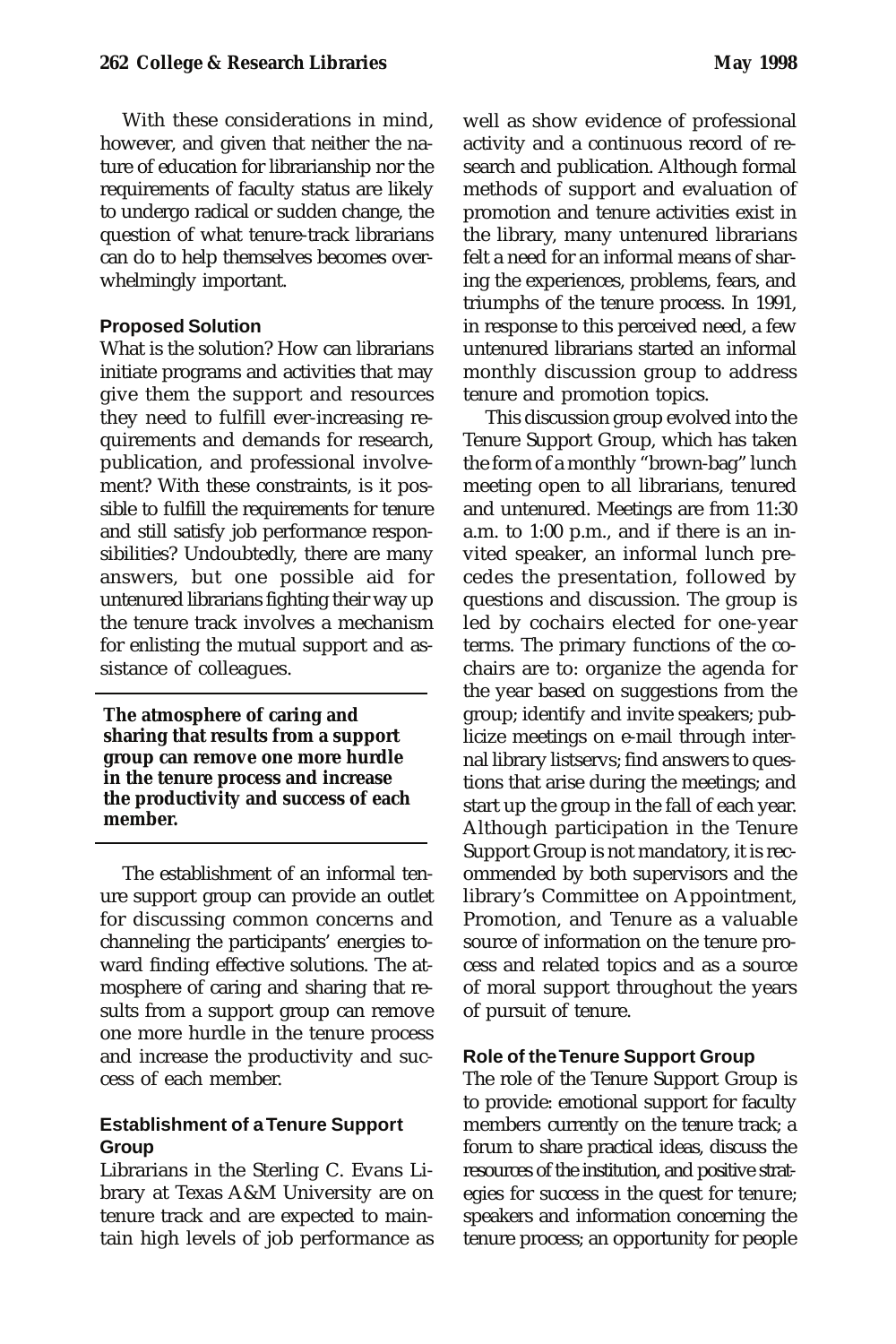With these considerations in mind, however, and given that neither the nature of education for librarianship nor the requirements of faculty status are likely to undergo radical or sudden change, the question of what tenure-track librarians can do to help themselves becomes overwhelmingly important.

### Proposed Solution

What is the solution? How can librarians initiate programs and activities that may give them the support and resources they need to fulfill ever-increasing requirements and demands for research, publication, and professional involvement? With these constraints, is it possible to fulfill the requirements for tenure and still satisfy job performance responsibilities? Undoubtedly, there are many answers, but one possible aid for untenured librarians fighting their way up the tenure track involves a mechanism for enlisting the mutual support and assistance of colleagues.

**The atmosphere of caring and sharing that results from a support group can remove one more hurdle in the tenure process and increase the productivity and success of each member.**

The establishment of an informal tenure support group can provide an outlet for discussing common concerns and channeling the participants' energies toward finding effective solutions. The atmosphere of caring and sharing that results from a support group can remove one more hurdle in the tenure process and increase the productivity and success of each member.

### Establishment of a Tenure Support Group

Librarians in the Sterling C. Evans Library at Texas A&M University are on tenure track and are expected to maintain high levels of job performance as well as show evidence of professional activity and a continuous record of research and publication. Although formal methods of support and evaluation of promotion and tenure activities exist in the library, many untenured librarians felt a need for an informal means of sharing the experiences, problems, fears, and triumphs of the tenure process. In 1991, in response to this perceived need, a few untenured librarians started an informal monthly discussion group to address tenure and promotion topics.

This discussion group evolved into the Tenure Support Group, which has taken the form of a monthly "brown-bag" lunch meeting open to all librarians, tenured and untenured. Meetings are from 11:30 a.m. to 1:00 p.m., and if there is an invited speaker, an informal lunch precedes the presentation, followed by questions and discussion. The group is led by cochairs elected for one-year terms. The primary functions of the cochairs are to: organize the agenda for the year based on suggestions from the group; identify and invite speakers; publicize meetings on e-mail through internal library listservs; find answers to questions that arise during the meetings; and start up the group in the fall of each year. Although participation in the Tenure Support Group is not mandatory, it is recommended by both supervisors and the library's Committee on Appointment, Promotion, and Tenure as a valuable source of information on the tenure process and related topics and as a source of moral support throughout the years of pursuit of tenure.

### Role of the Tenure Support Group

The role of the Tenure Support Group is to provide: emotional support for faculty members currently on the tenure track; a forum to share practical ideas, discuss the resources of the institution, and positive strategies for success in the quest for tenure; speakers and information concerning the tenure process; an opportunity for people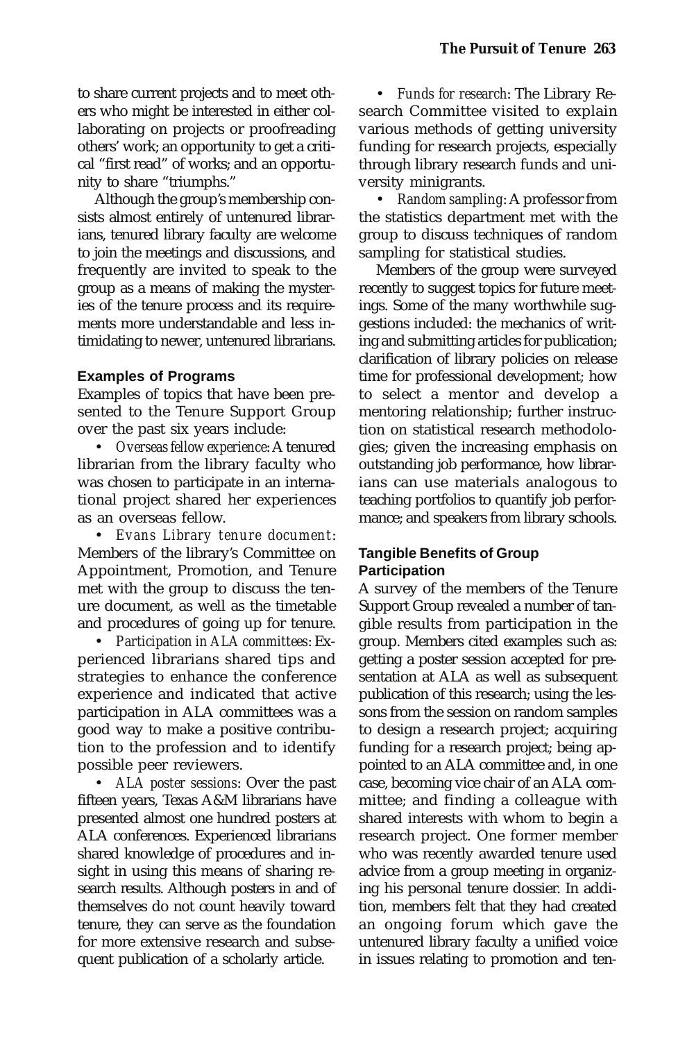to share current projects and to meet others who might be interested in either collaborating on projects or proofreading others' work; an opportunity to get a critical "first read" of works; and an opportunity to share "triumphs."

Although the group's membership consists almost entirely of untenured librarians, tenured library faculty are welcome to join the meetings and discussions, and frequently are invited to speak to the group as a means of making the mysteries of the tenure process and its requirements more understandable and less intimidating to newer, untenured librarians.

### Examples of Programs

Examples of topics that have been presented to the Tenure Support Group over the past six years include:

- *Overseas fellow experience*: A tenured librarian from the library faculty who was chosen to participate in an international project shared her experiences as an overseas fellow.
- *Evans Library tenure document*: Members of the library's Committee on Appointment, Promotion, and Tenure met with the group to discuss the tenure document, as well as the timetable and procedures of going up for tenure.
- *Participation in ALA committees*: Experienced librarians shared tips and strategies to enhance the conference experience and indicated that active participation in ALA committees was a good way to make a positive contribution to the profession and to identify possible peer reviewers.
- *ALA poster sessions*: Over the past fifteen years, Texas A&M librarians have presented almost one hundred posters at ALA conferences. Experienced librarians shared knowledge of procedures and insight in using this means of sharing research results. Although posters in and of themselves do not count heavily toward tenure, they can serve as the foundation for more extensive research and subsequent publication of a scholarly article.
- *Funds for research*: The Library Research Committee visited to explain various methods of getting university funding for research projects, especially through library research funds and university minigrants.
- *Random sampling*: A professor from the statistics department met with the group to discuss techniques of random sampling for statistical studies.

Members of the group were surveyed recently to suggest topics for future meetings. Some of the many worthwhile suggestions included: the mechanics of writing and submitting articles for publication; clarification of library policies on release time for professional development; how to select a mentor and develop a mentoring relationship; further instruction on statistical research methodologies; given the increasing emphasis on outstanding job performance, how librarians can use materials analogous to teaching portfolios to quantify job performance; and speakers from library schools.

### Tangible Benefits of Group Participation

A survey of the members of the Tenure Support Group revealed a number of tangible results from participation in the group. Members cited examples such as: getting a poster session accepted for presentation at ALA as well as subsequent publication of this research; using the lessons from the session on random samples to design a research project; acquiring funding for a research project; being appointed to an ALA committee and, in one case, becoming vice chair of an ALA committee; and finding a colleague with shared interests with whom to begin a research project. One former member who was recently awarded tenure used advice from a group meeting in organizing his personal tenure dossier. In addition, members felt that they had created an ongoing forum which gave the untenured library faculty a unified voice in issues relating to promotion and ten-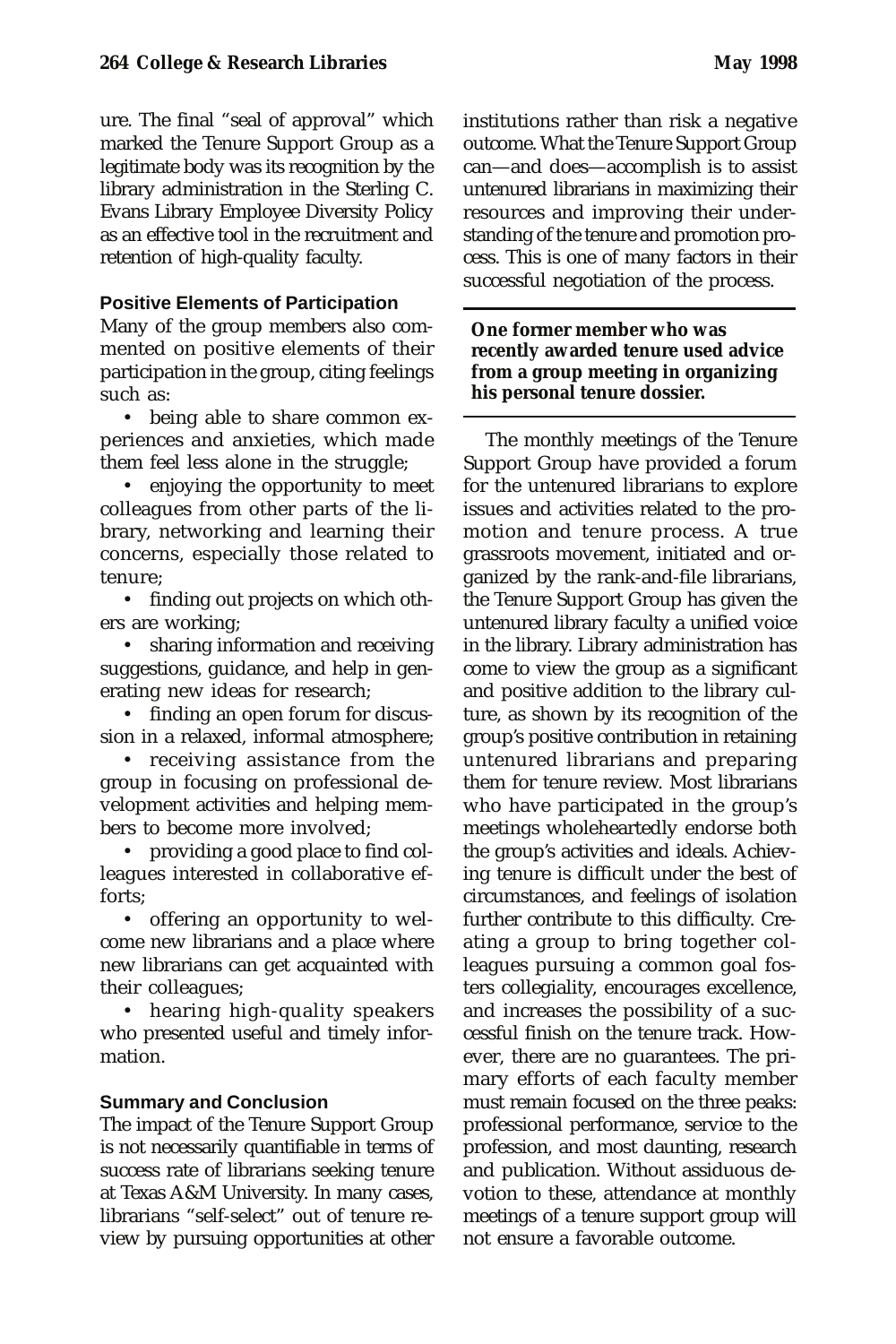ure. The final "seal of approval" which marked the Tenure Support Group as a legitimate body was its recognition by the library administration in the Sterling C. Evans Library Employee Diversity Policy as an effective tool in the recruitment and retention of high-quality faculty.

### Positive Elements of Participation

Many of the group members also commented on positive elements of their participation in the group, citing feelings such as:

- being able to share common experiences and anxieties, which made them feel less alone in the struggle;
- enjoying the opportunity to meet colleagues from other parts of the library, networking and learning their concerns, especially those related to tenure;
- finding out projects on which others are working;
- sharing information and receiving suggestions, guidance, and help in generating new ideas for research;
- finding an open forum for discussion in a relaxed, informal atmosphere;
- receiving assistance from the group in focusing on professional development activities and helping members to become more involved;
- providing a good place to find colleagues interested in collaborative efforts;
- offering an opportunity to welcome new librarians and a place where new librarians can get acquainted with their colleagues;
- hearing high-quality speakers who presented useful and timely information.

### Summary and Conclusion

The impact of the Tenure Support Group is not necessarily quantifiable in terms of success rate of librarians seeking tenure at Texas A&M University. In many cases, librarians "self-select" out of tenure review by pursuing opportunities at other institutions rather than risk a negative outcome. What the Tenure Support Group can—and does—accomplish is to assist untenured librarians in maximizing their resources and improving their understanding of the tenure and promotion process. This is one of many factors in their successful negotiation of the process.

**One former member who was recently awarded tenure used advice from a group meeting in organizing his personal tenure dossier.**

The monthly meetings of the Tenure Support Group have provided a forum for the untenured librarians to explore issues and activities related to the promotion and tenure process. A true grassroots movement, initiated and organized by the rank-and-file librarians, the Tenure Support Group has given the untenured library faculty a unified voice in the library. Library administration has come to view the group as a significant and positive addition to the library culture, as shown by its recognition of the group's positive contribution in retaining untenured librarians and preparing them for tenure review. Most librarians who have participated in the group's meetings wholeheartedly endorse both the group's activities and ideals. Achieving tenure is difficult under the best of circumstances, and feelings of isolation further contribute to this difficulty. Creating a group to bring together colleagues pursuing a common goal fosters collegiality, encourages excellence, and increases the possibility of a successful finish on the tenure track. However, there are no guarantees. The primary efforts of each faculty member must remain focused on the three peaks: professional performance, service to the profession, and most daunting, research and publication. Without assiduous devotion to these, attendance at monthly meetings of a tenure support group will not ensure a favorable outcome.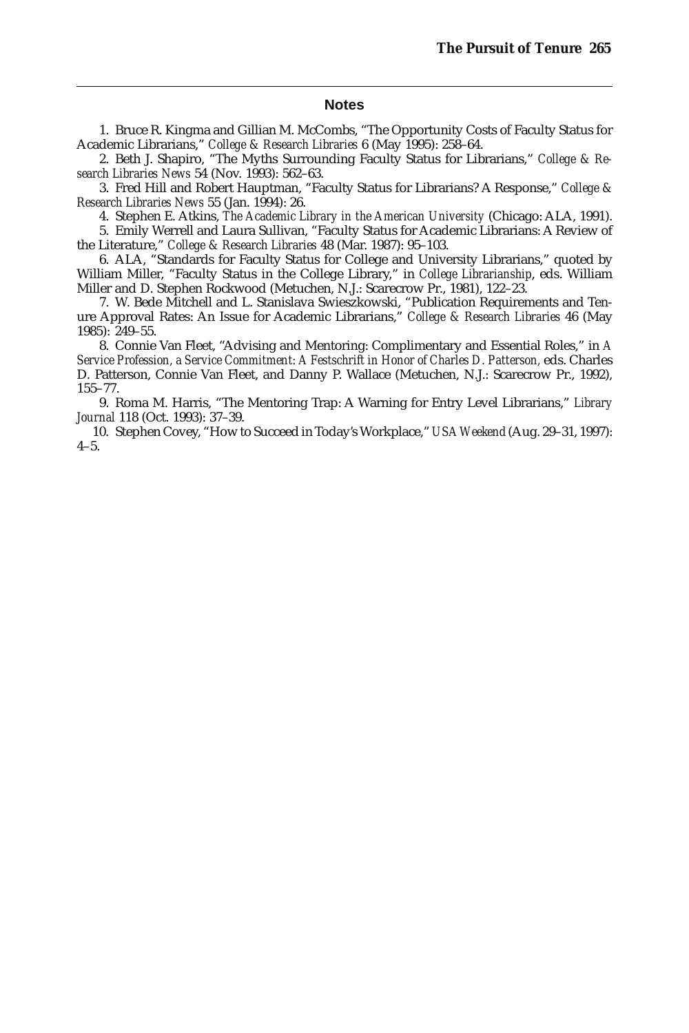## Notes

1. Bruce R. Kingma and Gillian M. McCombs, "The Opportunity Costs of Faculty Status for Academic Librarians," *College & Research Libraries* 6 (May 1995): 258–64.

2. Beth J. Shapiro, "The Myths Surrounding Faculty Status for Librarians," *College & Research Libraries News* 54 (Nov. 1993): 562–63.

3. Fred Hill and Robert Hauptman, "Faculty Status for Librarians? A Response," *College & Research Libraries News* 55 (Jan. 1994): 26.

4. Stephen E. Atkins, *The Academic Library in the American University* (Chicago: ALA, 1991).

5. Emily Werrell and Laura Sullivan, "Faculty Status for Academic Librarians: A Review of the Literature," *College & Research Libraries* 48 (Mar. 1987): 95–103.

6. ALA, "Standards for Faculty Status for College and University Librarians," quoted by William Miller, "Faculty Status in the College Library," in *College Librarianship*, eds. William Miller and D. Stephen Rockwood (Metuchen, N.J.: Scarecrow Pr., 1981), 122–23.

7. W. Bede Mitchell and L. Stanislava Swieszkowski, "Publication Requirements and Tenure Approval Rates: An Issue for Academic Librarians," *College & Research Libraries* 46 (May 1985): 249–55.

8. Connie Van Fleet, "Advising and Mentoring: Complimentary and Essential Roles," in *A Service Profession, a Service Commitment: A Festschrift in Honor of Charles D. Patterson,* eds. Charles D. Patterson, Connie Van Fleet, and Danny P. Wallace (Metuchen, N.J.: Scarecrow Pr., 1992), 155–77.

9. Roma M. Harris, "The Mentoring Trap: A Warning for Entry Level Librarians," *Library Journal* 118 (Oct. 1993): 37–39.

10. Stephen Covey, "How to Succeed in Today's Workplace," *USA Weekend* (Aug. 29–31, 1997): 4–5.